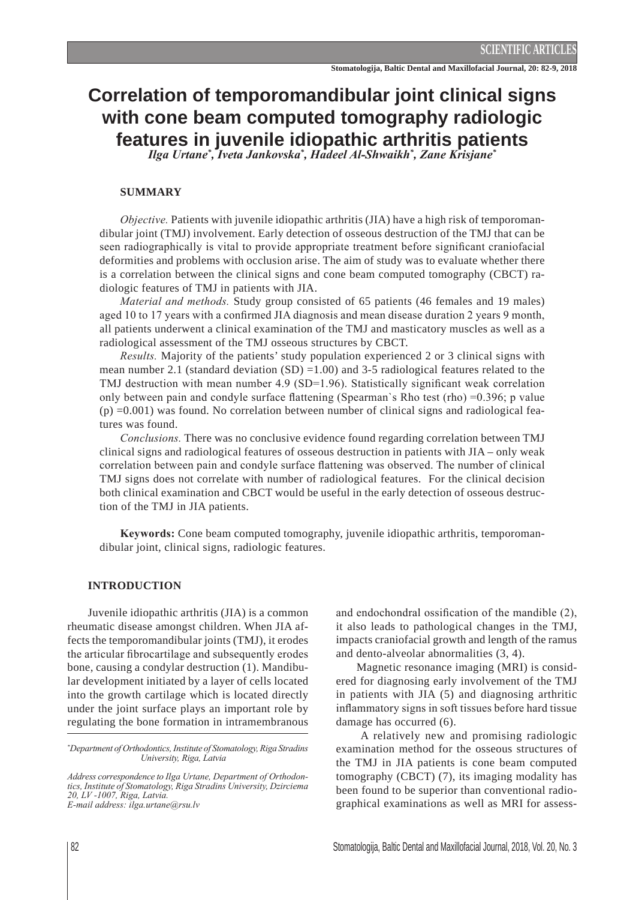# Correlation of temporomandibular joint clinical signs with cone beam computed tomography radiologic features in juvenile idiopathic arthritis patients

*Ilga Urtane*[*]*, Iveta Jankovska*[*]*, Hadeel Al-Shwaikh*[*]*, Zane Krisjane*[*]

## SUMMARY

*Objective.* Patients with juvenile idiopathic arthritis (JIA) have a high risk of temporomandibular joint (TMJ) involvement. Early detection of osseous destruction of the TMJ that can be seen radiographically is vital to provide appropriate treatment before significant craniofacial deformities and problems with occlusion arise. The aim of study was to evaluate whether there is a correlation between the clinical signs and cone beam computed tomography (CBCT) radiologic features of TMJ in patients with JIA.

*Material and methods.* Study group consisted of 65 patients (46 females and 19 males) aged 10 to 17 years with a confirmed JIA diagnosis and mean disease duration 2 years 9 month, all patients underwent a clinical examination of the TMJ and masticatory muscles as well as a radiological assessment of the TMJ osseous structures by CBCT.

*Results.* Majority of the patients' study population experienced 2 or 3 clinical signs with mean number 2.1 (standard deviation (SD) =1.00) and 3-5 radiological features related to the TMJ destruction with mean number 4.9 (SD=1.96). Statistically significant weak correlation only between pain and condyle surface flattening (Spearman`s Rho test (rho) =0.396; p value (p) =0.001) was found. No correlation between number of clinical signs and radiological features was found.

*Conclusions.* There was no conclusive evidence found regarding correlation between TMJ clinical signs and radiological features of osseous destruction in patients with JIA – only weak correlation between pain and condyle surface flattening was observed. The number of clinical TMJ signs does not correlate with number of radiological features. For the clinical decision both clinical examination and CBCT would be useful in the early detection of osseous destruction of the TMJ in JIA patients.

**Keywords:** Cone beam computed tomography, juvenile idiopathic arthritis, temporomandibular joint, clinical signs, radiologic features.

## INTRODUCTION

Juvenile idiopathic arthritis (JIA) is a common rheumatic disease amongst children. When JIA affects the temporomandibular joints (TMJ), it erodes the articular fibrocartilage and subsequently erodes bone, causing a condylar destruction (1). Mandibular development initiated by a layer of cells located into the growth cartilage which is located directly under the joint surface plays an important role by regulating the bone formation in intramembranous and endochondral ossification of the mandible (2), it also leads to pathological changes in the TMJ, impacts craniofacial growth and length of the ramus and dento-alveolar abnormalities (3, 4).

Magnetic resonance imaging (MRI) is considered for diagnosing early involvement of the TMJ in patients with JIA (5) and diagnosing arthritic inflammatory signs in soft tissues before hard tissue damage has occurred (6).

A relatively new and promising radiologic examination method for the osseous structures of the TMJ in JIA patients is cone beam computed tomography (CBCT) (7), its imaging modality has been found to be superior than conventional radiographical examinations as well as MRI for assess-

---

[*]*Department of Orthodontics, Institute of Stomatology, Riga Stradins University, Riga, Latvia*

*Address correspondence to Ilga Urtane, Department of Orthodontics, Institute of Stomatology, Riga Stradins University, Dzirciema 20, LV -1007, Riga, Latvia.*
*E-mail address: ilga.urtane@rsu.lv*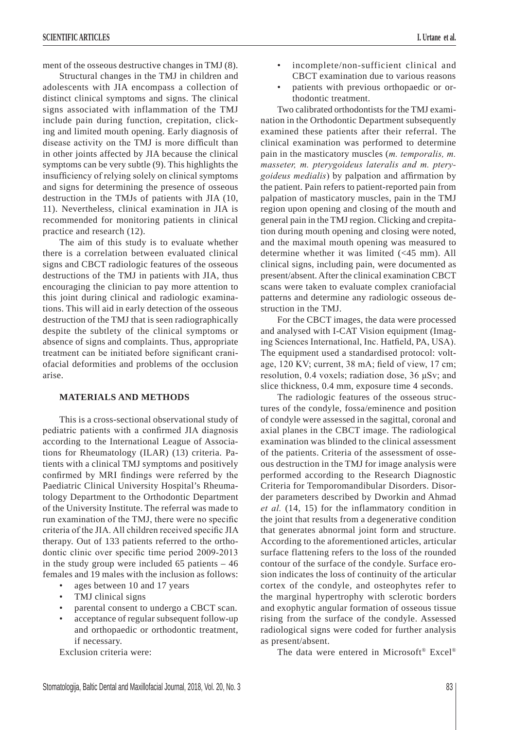ment of the osseous destructive changes in TMJ (8).

Structural changes in the TMJ in children and adolescents with JIA encompass a collection of distinct clinical symptoms and signs. The clinical signs associated with inflammation of the TMJ include pain during function, crepitation, clicking and limited mouth opening. Early diagnosis of disease activity on the TMJ is more difficult than in other joints affected by JIA because the clinical symptoms can be very subtle (9). This highlights the insufficiency of relying solely on clinical symptoms and signs for determining the presence of osseous destruction in the TMJs of patients with JIA (10, 11). Nevertheless, clinical examination in JIA is recommended for monitoring patients in clinical practice and research (12).

The aim of this study is to evaluate whether there is a correlation between evaluated clinical signs and CBCT radiologic features of the osseous destructions of the TMJ in patients with JIA, thus encouraging the clinician to pay more attention to this joint during clinical and radiologic examinations. This will aid in early detection of the osseous destruction of the TMJ that is seen radiographically despite the subtlety of the clinical symptoms or absence of signs and complaints. Thus, appropriate treatment can be initiated before significant craniofacial deformities and problems of the occlusion arise.

## MATERIALS AND METHODS

This is a cross-sectional observational study of pediatric patients with a confirmed JIA diagnosis according to the International League of Associations for Rheumatology (ILAR) (13) criteria. Patients with a clinical TMJ symptoms and positively confirmed by MRI findings were referred by the Paediatric Clinical University Hospital's Rheumatology Department to the Orthodontic Department of the University Institute. The referral was made to run examination of the TMJ, there were no specific criteria of the JIA. All children received specific JIA therapy. Out of 133 patients referred to the orthodontic clinic over specific time period 2009-2013 in the study group were included 65 patients – 46 females and 19 males with the inclusion as follows:

- ages between 10 and 17 years
- TMJ clinical signs
- parental consent to undergo a CBCT scan.
- acceptance of regular subsequent follow-up and orthopaedic or orthodontic treatment, if necessary.

Exclusion criteria were:

- incomplete/non-sufficient clinical and CBCT examination due to various reasons
- patients with previous orthopaedic or orthodontic treatment.

Two calibrated orthodontists for the TMJ examination in the Orthodontic Department subsequently examined these patients after their referral. The clinical examination was performed to determine pain in the masticatory muscles (*m. temporalis, m. masseter, m. pterygoideus lateralis and m. pterygoideus medialis*) by palpation and affirmation by the patient. Pain refers to patient-reported pain from palpation of masticatory muscles, pain in the TMJ region upon opening and closing of the mouth and general pain in the TMJ region. Clicking and crepitation during mouth opening and closing were noted, and the maximal mouth opening was measured to determine whether it was limited (<45 mm). All clinical signs, including pain, were documented as present/absent. After the clinical examination CBCT scans were taken to evaluate complex craniofacial patterns and determine any radiologic osseous destruction in the TMJ.

For the CBCT images, the data were processed and analysed with I-CAT Vision equipment (Imaging Sciences International, Inc. Hatfield, PA, USA). The equipment used a standardised protocol: voltage, 120 KV; current, 38 mA; field of view, 17 cm; resolution, 0.4 voxels; radiation dose, 36 μSv; and slice thickness, 0.4 mm, exposure time 4 seconds.

The radiologic features of the osseous structures of the condyle, fossa/eminence and position of condyle were assessed in the sagittal, coronal and axial planes in the CBCT image. The radiological examination was blinded to the clinical assessment of the patients. Criteria of the assessment of osseous destruction in the TMJ for image analysis were performed according to the Research Diagnostic Criteria for Temporomandibular Disorders. Disorder parameters described by Dworkin and Ahmad *et al.* (14, 15) for the inflammatory condition in the joint that results from a degenerative condition that generates abnormal joint form and structure. According to the aforementioned articles, articular surface flattening refers to the loss of the rounded contour of the surface of the condyle. Surface erosion indicates the loss of continuity of the articular cortex of the condyle, and osteophytes refer to the marginal hypertrophy with sclerotic borders and exophytic angular formation of osseous tissue rising from the surface of the condyle. Assessed radiological signs were coded for further analysis as present/absent.

The data were entered in Microsoft® Excel®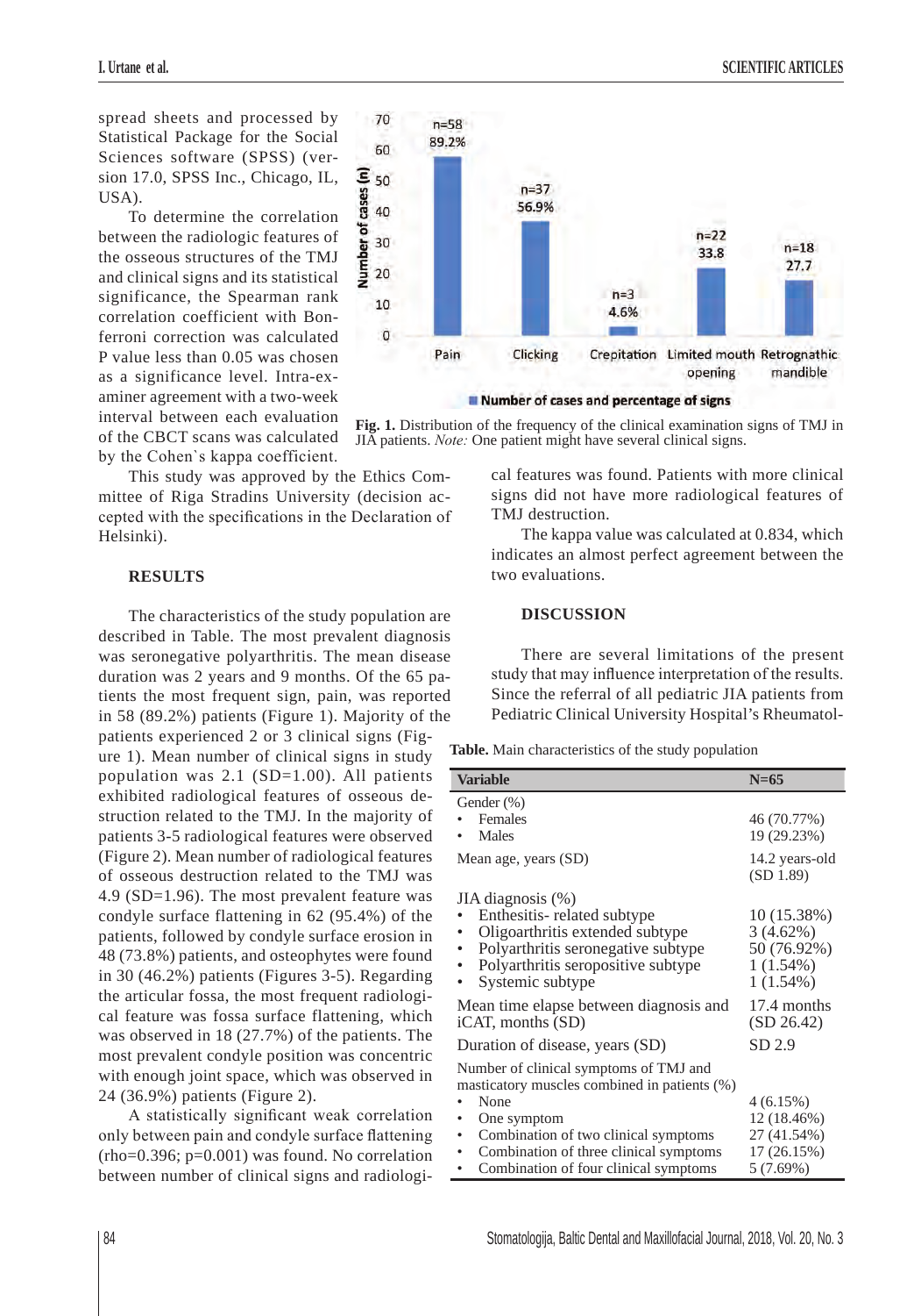spread sheets and processed by Statistical Package for the Social Sciences software (SPSS) (version 17.0, SPSS Inc., Chicago, IL, USA).

To determine the correlation between the radiologic features of the osseous structures of the TMJ and clinical signs and its statistical significance, the Spearman rank correlation coefficient with Bonferroni correction was calculated P value less than 0.05 was chosen as a significance level. Intra-examiner agreement with a two-week interval between each evaluation of the CBCT scans was calculated by the Cohen`s kappa coefficient.

This study was approved by the Ethics Committee of Riga Stradins University (decision accepted with the specifications in the Declaration of Helsinki).

## RESULTS

The characteristics of the study population are described in Table. The most prevalent diagnosis was seronegative polyarthritis. The mean disease duration was 2 years and 9 months. Of the 65 patients the most frequent sign, pain, was reported in 58 (89.2%) patients (Figure 1). Majority of the patients experienced 2 or 3 clinical signs (Figure 1). Mean number of clinical signs in study population was 2.1 (SD=1.00). All patients exhibited radiological features of osseous destruction related to the TMJ. In the majority of patients 3-5 radiological features were observed (Figure 2). Mean number of radiological features of osseous destruction related to the TMJ was 4.9 (SD=1.96). The most prevalent feature was condyle surface flattening in 62 (95.4%) of the patients, followed by condyle surface erosion in 48 (73.8%) patients, and osteophytes were found in 30 (46.2%) patients (Figures 3-5). Regarding the articular fossa, the most frequent radiological feature was fossa surface flattening, which was observed in 18 (27.7%) of the patients. The most prevalent condyle position was concentric with enough joint space, which was observed in 24 (36.9%) patients (Figure 2).

A statistically significant weak correlation only between pain and condyle surface flattening (rho=0.396; p=0.001) was found. No correlation between number of clinical signs and radiological features was found. Patients with more clinical signs did not have more radiological features of TMJ destruction.

The kappa value was calculated at 0.834, which indicates an almost perfect agreement between the two evaluations.

| | Pain | Clicking | Crepitation | Limited mouth opening | Retrognathic mandible |
|---|---|---|---|---|---|
| Number of cases (n) | n=58 | n=37 | n=3 | n=22 | n=18 |
| Percentage of signs | 89.2% | 56.9% | 4.6% | 33.8 | 27.7 |

**Fig. 1.** Distribution of the frequency of the clinical examination signs of TMJ in JIA patients. *Note:* One patient might have several clinical signs.

## DISCUSSION

There are several limitations of the present study that may influence interpretation of the results. Since the referral of all pediatric JIA patients from Pediatric Clinical University Hospital's Rheumatol-

**Table.** Main characteristics of the study population

| Variable | N=65 |
|---|---|
| Gender (%) | |
| • Females | 46 (70.77%) |
| • Males | 19 (29.23%) |
| Mean age, years (SD) | 14.2 years-old (SD 1.89) |
| JIA diagnosis (%) | |
| • Enthesitis- related subtype | 10 (15.38%) |
| • Oligoarthritis extended subtype | 3 (4.62%) |
| • Polyarthritis seronegative subtype | 50 (76.92%) |
| • Polyarthritis seropositive subtype | 1 (1.54%) |
| • Systemic subtype | 1 (1.54%) |
| Mean time elapse between diagnosis and iCAT, months (SD) | 17.4 months (SD 26.42) |
| Duration of disease, years (SD) | SD 2.9 |
| Number of clinical symptoms of TMJ and masticatory muscles combined in patients (%) | |
| • None | 4 (6.15%) |
| • One sympom | 12 (18.46%) |
| • Combination of two clinical symptoms | 27 (41.54%) |
| • Combination of three clinical symptoms | 17 (26.15%) |
| • Combination of four clinical symptoms | 5 (7.69%) |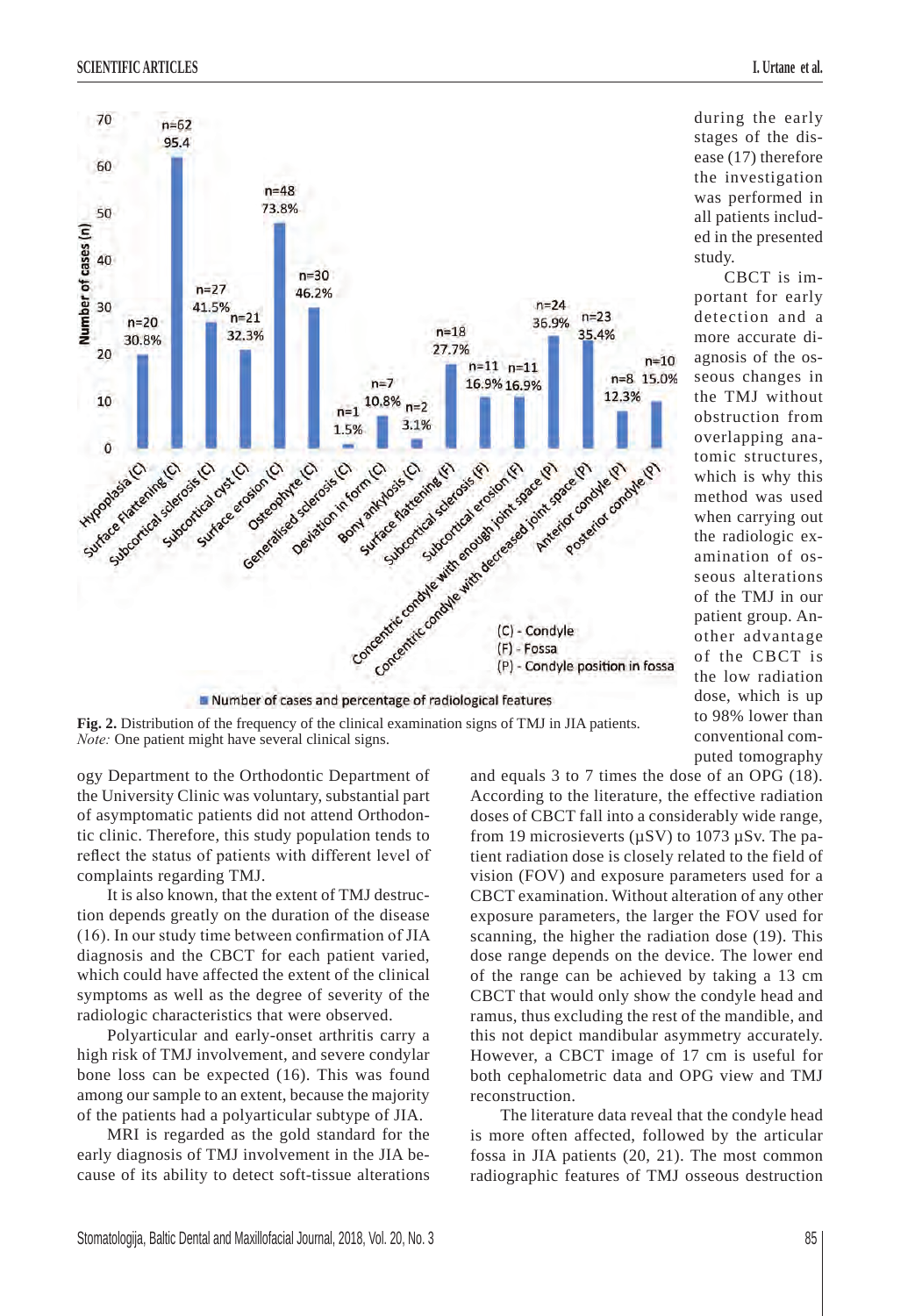**Fig. 2.** Distribution of the frequency of the clinical examination signs of TMJ in JIA patients.
*Note:* One patient might have several clinical signs.

ogy Department to the Orthodontic Department of the University Clinic was voluntary, substantial part of asymptomatic patients did not attend Orthodontic clinic. Therefore, this study population tends to reflect the status of patients with different level of complaints regarding TMJ.

It is also known, that the extent of TMJ destruction depends greatly on the duration of the disease (16). In our study time between confirmation of JIA diagnosis and the CBCT for each patient varied, which could have affected the extent of the clinical symptoms as well as the degree of severity of the radiologic characteristics that were observed.

Polyarticular and early-onset arthritis carry a high risk of TMJ involvement, and severe condylar bone loss can be expected (16). This was found among our sample to an extent, because the majority of the patients had a polyarticular subtype of JIA.

MRI is regarded as the gold standard for the early diagnosis of TMJ involvement in the JIA because of its ability to detect soft-tissue alterations during the early stages of the disease (17) therefore the investigation was performed in all patients included in the presented study.

CBCT is important for early detection and a more accurate diagnosis of the osseous changes in the TMJ without obstruction from overlapping anatomic structures, which is why this method was used when carrying out the radiologic examination of osseous alterations of the TMJ in our patient group. Another advantage of the CBCT is the low radiation dose, which is up to 98% lower than conventional computed tomography and equals 3 to 7 times the dose of an OPG (18). According to the literature, the effective radiation doses of CBCT fall into a considerably wide range, from 19 microsieverts (µSV) to 1073 µSv. The patient radiation dose is closely related to the field of vision (FOV) and exposure parameters used for a CBCT examination. Without alteration of any other exposure parameters, the larger the FOV used for scanning, the higher the radiation dose (19). This dose range depends on the device. The lower end of the range can be achieved by taking a 13 cm CBCT that would only show the condyle head and ramus, thus excluding the rest of the mandible, and this not depict mandibular asymmetry accurately. However, a CBCT image of 17 cm is useful for both cephalometric data and OPG view and TMJ reconstruction.

The literature data reveal that the condyle head is more often affected, followed by the articular fossa in JIA patients (20, 21). The most common radiographic features of TMJ osseous destruction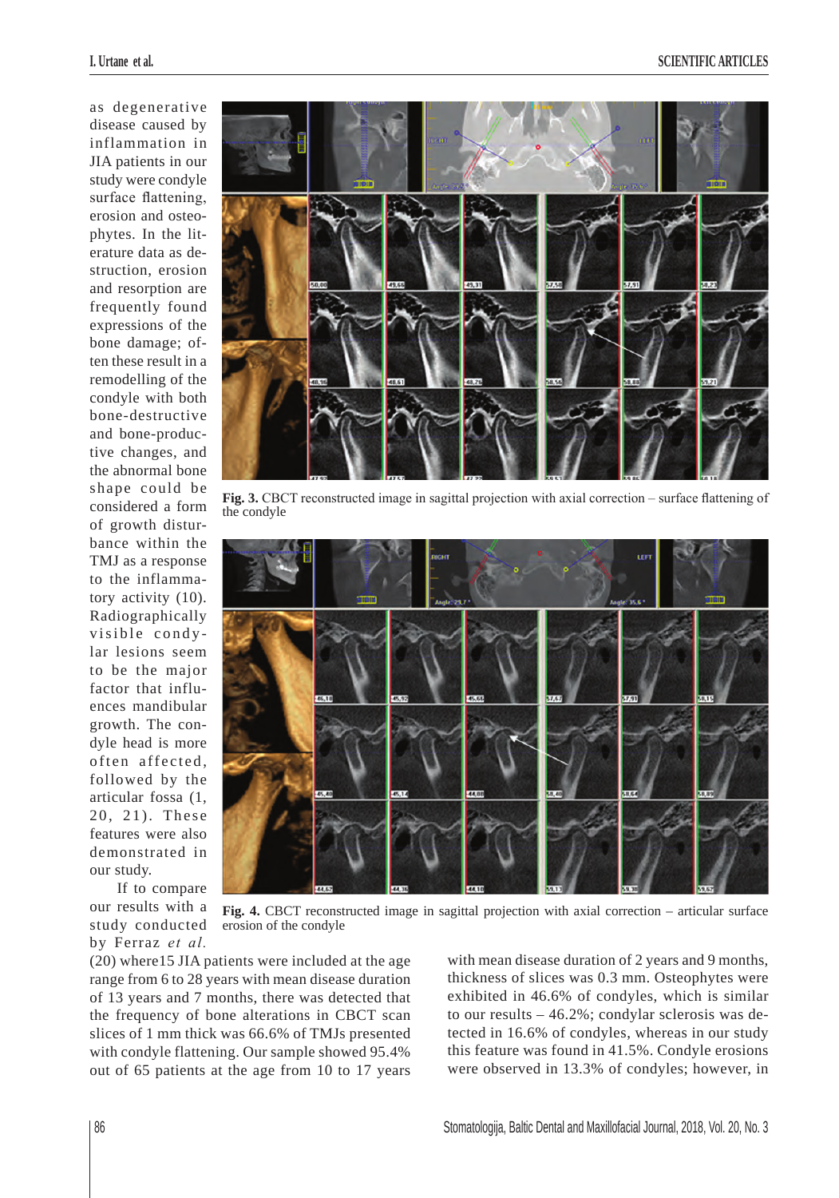as degenerative disease caused by inflammation in JIA patients in our study were condyle surface flattening, erosion and osteophytes. In the literature data as destruction, erosion and resorption are frequently found expressions of the bone damage; often these result in a remodelling of the condyle with both bone-destructive and bone-productive changes, and the abnormal bone shape could be considered a form of growth disturbance within the TMJ as a response to the inflammatory activity (10). Radiographically visible condylar lesions seem to be the major factor that influences mandibular growth. The condyle head is more often affected, followed by the articular fossa (1, 20, 21). These features were also demonstrated in our study.

Fig. 3. CBCT reconstructed image in sagittal projection with axial correction – surface flattening of the condyle

Fig. 4. CBCT reconstructed image in sagittal projection with axial correction – articular surface erosion of the condyle

If to compare our results with a study conducted by Ferraz *et al.* (20) where15 JIA patients were included at the age range from 6 to 28 years with mean disease duration of 13 years and 7 months, there was detected that the frequency of bone alterations in CBCT scan slices of 1 mm thick was 66.6% of TMJs presented with condyle flattening. Our sample showed 95.4% out of 65 patients at the age from 10 to 17 years with mean disease duration of 2 years and 9 months, thickness of slices was 0.3 mm. Osteophytes were exhibited in 46.6% of condyles, which is similar to our results – 46.2%; condylar sclerosis was detected in 16.6% of condyles, whereas in our study this feature was found in 41.5%. Condyle erosions were observed in 13.3% of condyles; however, in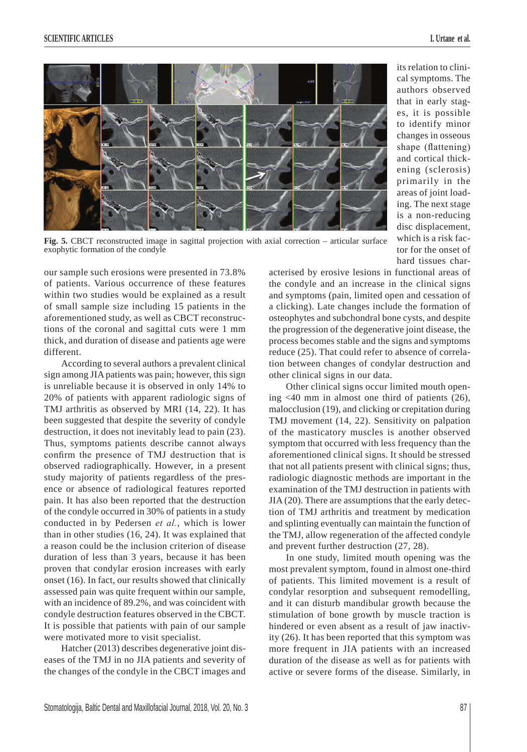its relation to clinical symptoms. The authors observed that in early stages, it is possible to identify minor changes in osseous shape (flattening) and cortical thickening (sclerosis) primarily in the areas of joint loading. The next stage is a non-reducing disc displacement, which is a risk factor for the onset of hard tissues characterised by erosive lesions in functional areas of the condyle and an increase in the clinical signs and symptoms (pain, limited open and cessation of a clicking). Late changes include the formation of osteophytes and subchondral bone cysts, and despite the progression of the degenerative joint disease, the process becomes stable and the signs and symptoms reduce (25). That could refer to absence of correlation between changes of condylar destruction and other clinical signs in our data.

**Fig. 5.** CBCT reconstructed image in sagittal projection with axial correction – articular surface exophytic formation of the condyle

our sample such erosions were presented in 73.8% of patients. Various occurrence of these features within two studies would be explained as a result of small sample size including 15 patients in the aforementioned study, as well as CBCT reconstructions of the coronal and sagittal cuts were 1 mm thick, and duration of disease and patients age were different.

According to several authors a prevalent clinical sign among JIA patients was pain; however, this sign is unreliable because it is observed in only 14% to 20% of patients with apparent radiologic signs of TMJ arthritis as observed by MRI (14, 22). It has been suggested that despite the severity of condyle destruction, it does not inevitably lead to pain (23). Thus, symptoms patients describe cannot always confirm the presence of TMJ destruction that is observed radiographically. However, in a present study majority of patients regardless of the presence or absence of radiological features reported pain. It has also been reported that the destruction of the condyle occurred in 30% of patients in a study conducted in by Pedersen *et al.*, which is lower than in other studies (16, 24). It was explained that a reason could be the inclusion criterion of disease duration of less than 3 years, because it has been proven that condylar erosion increases with early onset (16). In fact, our results showed that clinically assessed pain was quite frequent within our sample, with an incidence of 89.2%, and was coincident with condyle destruction features observed in the CBCT. It is possible that patients with pain of our sample were motivated more to visit specialist.

Hatcher (2013) describes degenerative joint diseases of the TMJ in no JIA patients and severity of the changes of the condyle in the CBCT images and

Other clinical signs occur limited mouth opening <40 mm in almost one third of patients (26), malocclusion (19), and clicking or crepitation during TMJ movement (14, 22). Sensitivity on palpation of the masticatory muscles is another observed symptom that occurred with less frequency than the aforementioned clinical signs. It should be stressed that not all patients present with clinical signs; thus, radiologic diagnostic methods are important in the examination of the TMJ destruction in patients with JIA (20). There are assumptions that the early detection of TMJ arthritis and treatment by medication and splinting eventually can maintain the function of the TMJ, allow regeneration of the affected condyle and prevent further destruction (27, 28).

In one study, limited mouth opening was the most prevalent symptom, found in almost one-third of patients. This limited movement is a result of condylar resorption and subsequent remodelling, and it can disturb mandibular growth because the stimulation of bone growth by muscle traction is hindered or even absent as a result of jaw inactivity (26). It has been reported that this symptom was more frequent in JIA patients with an increased duration of the disease as well as for patients with active or severe forms of the disease. Similarly, in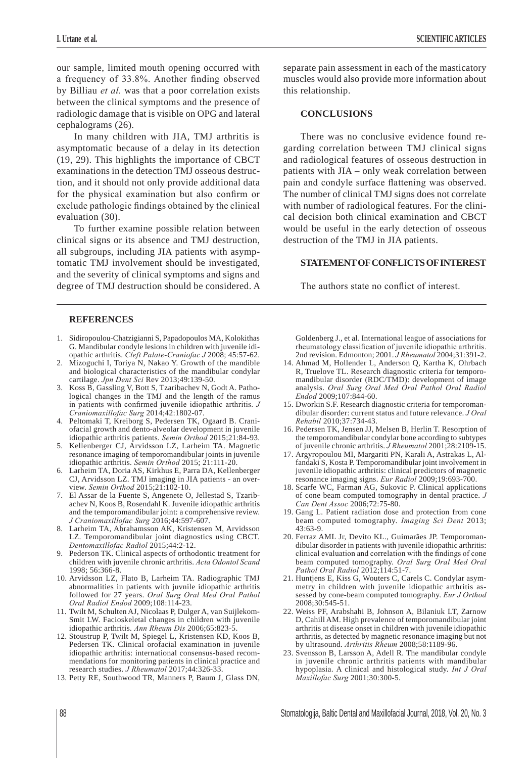our sample, limited mouth opening occurred with a frequency of 33.8%. Another finding observed by Billiau *et al.* was that a poor correlation exists between the clinical symptoms and the presence of radiologic damage that is visible on OPG and lateral cephalograms (26).

In many children with JIA, TMJ arthritis is asymptomatic because of a delay in its detection (19, 29). This highlights the importance of CBCT examinations in the detection TMJ osseous destruction, and it should not only provide additional data for the physical examination but also confirm or exclude pathologic findings obtained by the clinical evaluation (30).

To further examine possible relation between clinical signs or its absence and TMJ destruction, all subgroups, including JIA patients with asymptomatic TMJ involvement should be investigated, and the severity of clinical symptoms and signs and degree of TMJ destruction should be considered. A separate pain assessment in each of the masticatory muscles would also provide more information about this relationship.

## CONCLUSIONS

There was no conclusive evidence found regarding correlation between TMJ clinical signs and radiological features of osseous destruction in patients with JIA – only weak correlation between pain and condyle surface flattening was observed. The number of clinical TMJ signs does not correlate with number of radiological features. For the clinical decision both clinical examination and CBCT would be useful in the early detection of osseous destruction of the TMJ in JIA patients.

## STATEMENT OF CONFLICTS OF INTEREST

The authors state no conflict of interest.

## REFERENCES

1. Sidiropoulou-Chatzigianni S, Papadopoulos MA, Kolokithas G. Mandibular condyle lesions in children with juvenile idiopathic arthritis. *Cleft Palate-Craniofac J* 2008; 45:57-62.
2. Mizoguchi I, Toriya N, Nakao Y. Growth of the mandible and biological characteristics of the mandibular condylar cartilage. *Jpn Dent Sci* Rev 2013;49:139-50.
3. Koss B, Gassling V, Bott S, Tzaribachev N, Godt A. Pathological changes in the TMJ and the length of the ramus in patients with confirmed juvenile idiopathic arthritis. *J Craniomaxillofac Surg* 2014;42:1802-07.
4. Peltomaki T, Kreiborg S, Pedersen TK, Ogaard B. Craniofacial growth and dento-alveolar development in juvenile idiopathic arthritis patients. *Semin Orthod* 2015;21:84-93.
5. Kellenberger CJ, Arvidsson LZ, Larheim TA. Magnetic resonance imaging of temporomandibular joints in juvenile idiopathic arthritis. *Semin Orthod* 2015; 21:111-20.
6. Larheim TA, Doria AS, Kirkhus E, Parra DA, Kellenberger CJ, Arvidsson LZ. TMJ imaging in JIA patients - an overview. *Semin Orthod* 2015;21:102-10.
7. El Assar de la Fuente S, Angenete O, Jellestad S, Tzaribachev N, Koos B, Rosendahl K. Juvenile idiopathic arthritis and the temporomandibular joint: a comprehensive review. *J Craniomaxillofac Surg* 2016;44:597-607.
8. Larheim TA, Abrahamsson AK, Kristensen M, Arvidsson LZ. Temporomandibular joint diagnostics using CBCT. *Dentomaxillofac Radiol* 2015;44:2-12.
9. Pederson TK. Clinical aspects of orthodontic treatment for children with juvenile chronic arthritis. *Acta Odontol Scand* 1998; 56:366-8.
10. Arvidsson LZ, Flato B, Larheim TA. Radiographic TMJ abnormalities in patients with juvnile idiopathic arthritis followed for 27 years. *Oral Surg Oral Med Oral Pathol Oral Radiol Endod* 2009;108:114-23.
11. Twilt M, Schulten AJ, Nicolaas P, Dulger A, van Suijlekom-Smit LW. Facioskeletal changes in children with juvenile idiopathic arthritis. *Ann Rheum Dis* 2006;65:823-5.
12. Stoustrup P, Twilt M, Spiegel L, Kristensen KD, Koos B, Pedersen TK. Clinical orofacial examination in juvenile idiopathic arthritis: international consensus-based recommendations for monitoring patients in clinical practice and research studies. *J Rheumatol* 2017;44:326-33.
13. Petty RE, Southwood TR, Manners P, Baum J, Glass DN, Goldenberg J., et al. International league of associations for rheumatology classification of juvenile idiopathic arthritis. 2nd revision. Edmonton; 2001. *J Rheumatol* 2004;31:391-2.
14. Ahmad M, Hollender L, Anderson Q, Kartha K, Ohrbach R, Truelove TL. Research diagnostic criteria for temporomandibular disorder (RDC/TMD): development of image analysis. *Oral Surg Oral Med Oral Pathol Oral Radiol Endod* 2009;107:844-60.
15. Dworkin S.F. Research diagnostic criteria for temporomandibular disorder: current status and future relevance. *J Oral Rehabil* 2010;37:734-43.
16. Pedersen TK, Jensen JJ, Melsen B, Herlin T. Resorption of the temporomandibular condylar bone according to subtypes of juvenile chronic arthritis. *J Rheumatol* 2001;28:2109-15.
17. Argyropoulou MI, Margariti PN, Karali A, Astrakas L, Alfandaki S, Kosta P. Temporomandibular joint involvement in juvenile idiopathic arthritis: clinical predictors of magnetic resonance imaging signs. *Eur Radiol* 2009;19:693-700.
18. Scarfe WC, Farman AG, Sukovic P. Clinical applications of cone beam computed tomography in dental practice. *J Can Dent Assoc* 2006;72:75-80.
19. Gang L. Patient radiation dose and protection from cone beam computed tomography. *Imaging Sci Dent* 2013; 43:63-9.
20. Ferraz AML Jr, Devito KL., Guimarães JP. Temporomandibular disorder in patients with juvenile idiopathic arthritis: clinical evaluation and correlation with the findings of cone beam computed tomography. *Oral Surg Oral Med Oral Pathol Oral Radiol* 2012;114:51-7.
21. Huntjens E, Kiss G, Wouters C, Carels C. Condylar asymmetry in children with juvenile idiopathic arthritis assessed by cone-beam computed tomography. *Eur J Orthod* 2008;30:545-51.
22. Weiss PF, Arabshahi B, Johnson A, Bilaniuk LT, Zarnow D, Cahill AM. High prevalence of temporomandibular joint arthritis at disease onset in children with juvenile idiopathic arthritis, as detected by magnetic resonance imaging but not by ultrasound. *Arthritis Rheum* 2008;58:1189-96.
23. Svensson B, Larsson A, Adell R. The mandibular condyle in juvenile chronic arthritis patients with mandibular hypoplasia. A clinical and histological study. *Int J Oral Maxillofac Surg* 2001;30:300-5.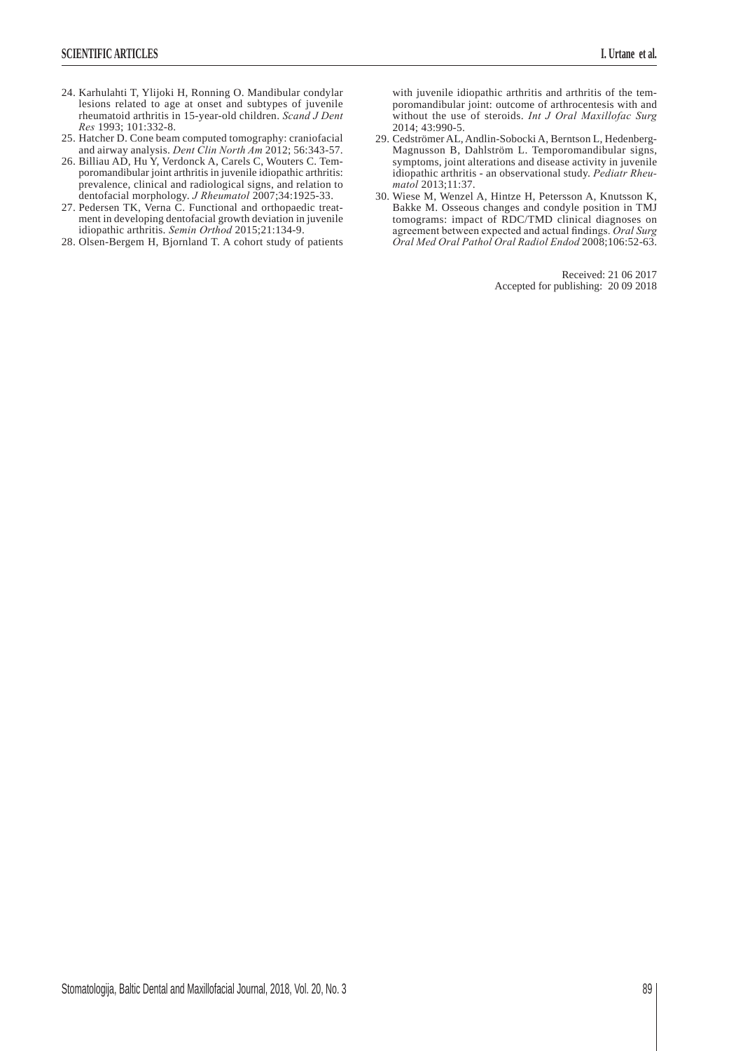24. Karhulahti T, Ylijoki H, Ronning O. Mandibular condylar lesions related to age at onset and subtypes of juvenile rheumatoid arthritis in 15-year-old children. *Scand J Dent Res* 1993; 101:332-8.
25. Hatcher D. Cone beam computed tomography: craniofacial and airway analysis. *Dent Clin North Am* 2012; 56:343-57.
26. Billiau AD, Hu Y, Verdonck A, Carels C, Wouters C. Temporomandibular joint arthritis in juvenile idiopathic arthritis: prevalence, clinical and radiological signs, and relation to dentofacial morphology. *J Rheumatol* 2007;34:1925-33.
27. Pedersen TK, Verna C. Functional and orthopaedic treatment in developing dentofacial growth deviation in juvenile idiopathic arthritis. *Semin Orthod* 2015;21:134-9.
28. Olsen-Bergem H, Bjornland T. A cohort study of patients with juvenile idiopathic arthritis and arthritis of the temporomandibular joint: outcome of arthrocentesis with and without the use of steroids. *Int J Oral Maxillofac Surg* 2014; 43:990-5.
29. Cedströmer AL, Andlin-Sobocki A, Berntson L, Hedenberg-Magnusson B, Dahlström L. Temporomandibular signs, symptoms, joint alterations and disease activity in juvenile idiopathic arthritis - an observational study. *Pediatr Rheumatol* 2013;11:37.
30. Wiese M, Wenzel A, Hintze H, Petersson A, Knutsson K, Bakke M. Osseous changes and condyle position in TMJ tomograms: impact of RDC/TMD clinical diagnoses on agreement between expected and actual findings. *Oral Surg Oral Med Oral Pathol Oral Radiol Endod* 2008;106:52-63.

Received: 21 06 2017
Accepted for publishing: 20 09 2018